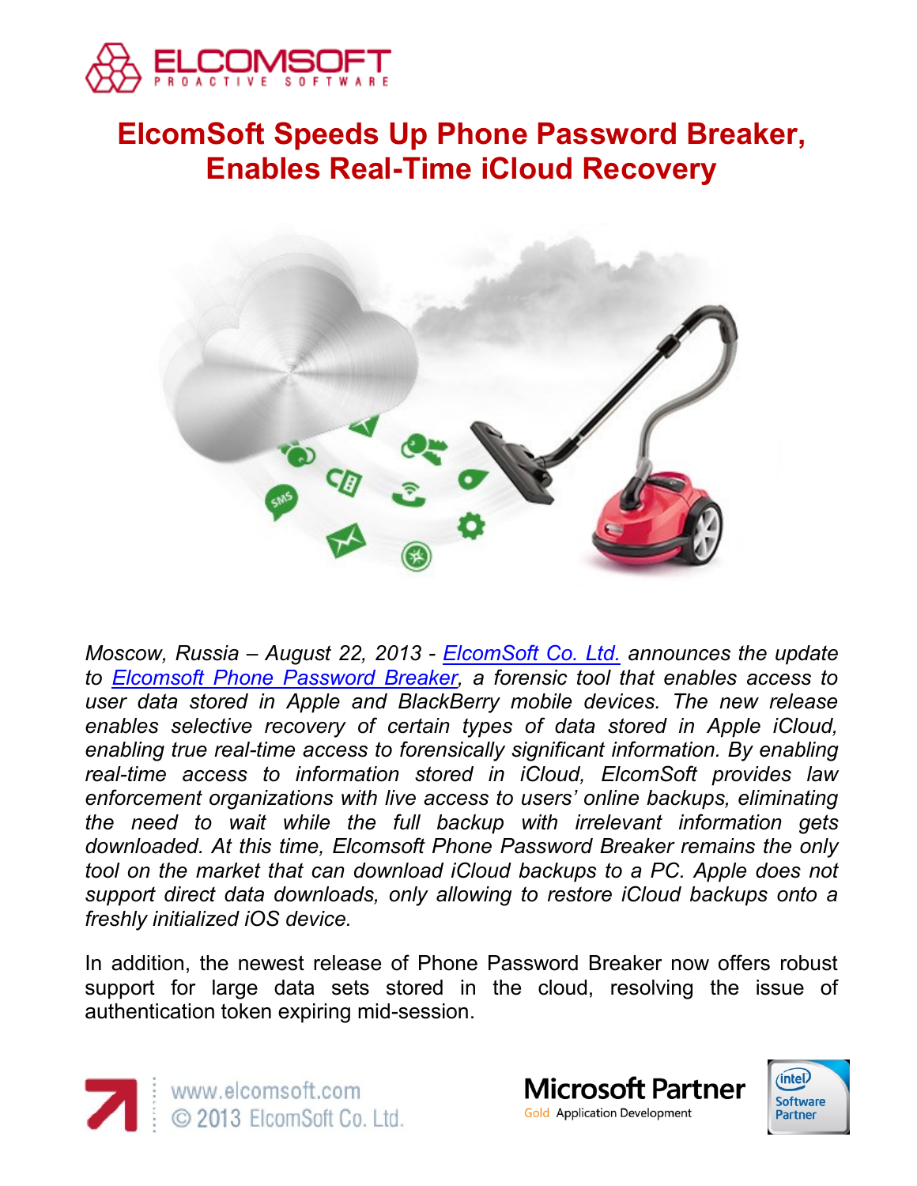# ElcomSoft Speeds Up Phone Password Breaker, Enables Real-Time iCloud Recovery

*Moscow, Russia – August 22, 2013 - ElcomSoft Co. Ltd. announces the update to Elcomsoft Phone Password Breaker, a forensic tool that enables access to user data stored in Apple and BlackBerry mobile devices. The new release enables selective recovery of certain types of data stored in Apple iCloud, enabling true real-time access to forensically significant information. By enabling real-time access to information stored in iCloud, ElcomSoft provides law enforcement organizations with live access to users' online backups, eliminating the need to wait while the full backup with irrelevant information gets downloaded. At this time, Elcomsoft Phone Password Breaker remains the only tool on the market that can download iCloud backups to a PC. Apple does not support direct data downloads, only allowing to restore iCloud backups onto a freshly initialized iOS device.*

In addition, the newest release of Phone Password Breaker now offers robust support for large data sets stored in the cloud, resolving the issue of authentication token expiring mid-session.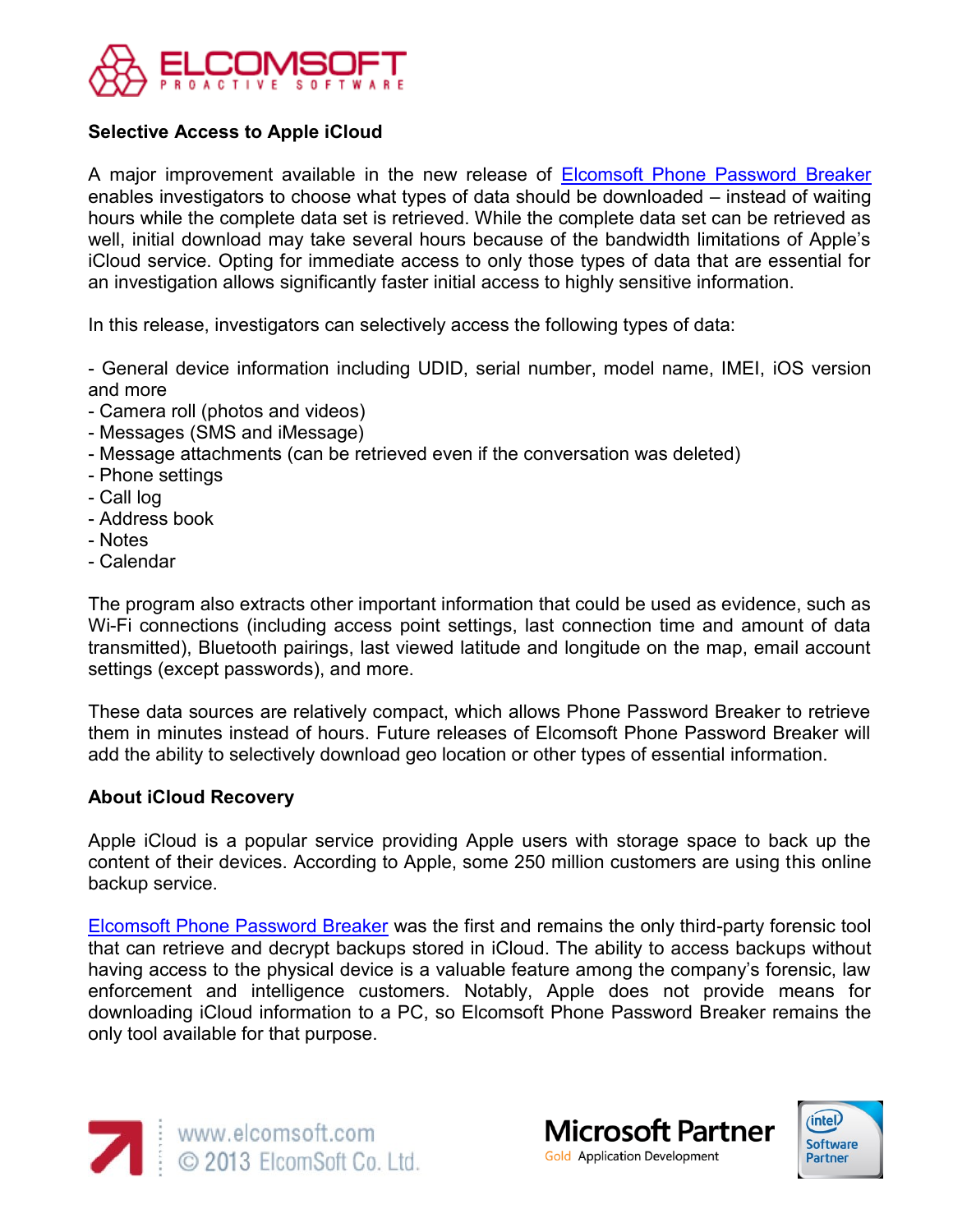**Selective Access to Apple iCloud**

A major improvement available in the new release of Elcomsoft Phone Password Breaker enables investigators to choose what types of data should be downloaded – instead of waiting hours while the complete data set is retrieved. While the complete data set can be retrieved as well, initial download may take several hours because of the bandwidth limitations of Apple's iCloud service. Opting for immediate access to only those types of data that are essential for an investigation allows significantly faster initial access to highly sensitive information.

In this release, investigators can selectively access the following types of data:

- General device information including UDID, serial number, model name, IMEI, iOS version and more
- Camera roll (photos and videos)
- Messages (SMS and iMessage)
- Message attachments (can be retrieved even if the conversation was deleted)
- Phone settings
- Call log
- Address book
- Notes
- Calendar

The program also extracts other important information that could be used as evidence, such as Wi-Fi connections (including access point settings, last connection time and amount of data transmitted), Bluetooth pairings, last viewed latitude and longitude on the map, email account settings (except passwords), and more.

These data sources are relatively compact, which allows Phone Password Breaker to retrieve them in minutes instead of hours. Future releases of Elcomsoft Phone Password Breaker will add the ability to selectively download geo location or other types of essential information.

**About iCloud Recovery**

Apple iCloud is a popular service providing Apple users with storage space to back up the content of their devices. According to Apple, some 250 million customers are using this online backup service.

Elcomsoft Phone Password Breaker was the first and remains the only third-party forensic tool that can retrieve and decrypt backups stored in iCloud. The ability to access backups without having access to the physical device is a valuable feature among the company's forensic, law enforcement and intelligence customers. Notably, Apple does not provide means for downloading iCloud information to a PC, so Elcomsoft Phone Password Breaker remains the only tool available for that purpose.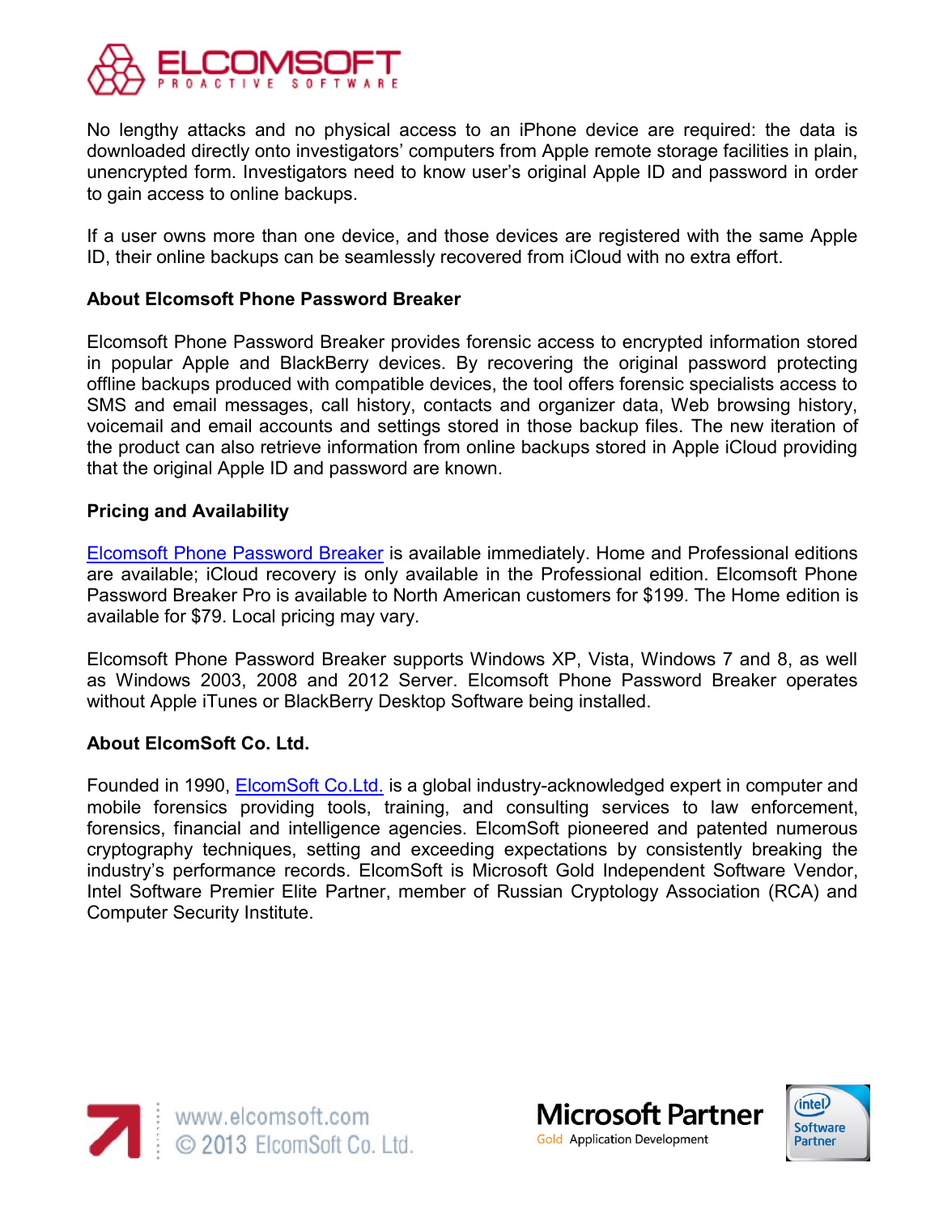No lengthy attacks and no physical access to an iPhone device are required: the data is downloaded directly onto investigators' computers from Apple remote storage facilities in plain, unencrypted form. Investigators need to know user's original Apple ID and password in order to gain access to online backups.

If a user owns more than one device, and those devices are registered with the same Apple ID, their online backups can be seamlessly recovered from iCloud with no extra effort.

**About Elcomsoft Phone Password Breaker**

Elcomsoft Phone Password Breaker provides forensic access to encrypted information stored in popular Apple and BlackBerry devices. By recovering the original password protecting offline backups produced with compatible devices, the tool offers forensic specialists access to SMS and email messages, call history, contacts and organizer data, Web browsing history, voicemail and email accounts and settings stored in those backup files. The new iteration of the product can also retrieve information from online backups stored in Apple iCloud providing that the original Apple ID and password are known.

**Pricing and Availability**

Elcomsoft Phone Password Breaker is available immediately. Home and Professional editions are available; iCloud recovery is only available in the Professional edition. Elcomsoft Phone Password Breaker Pro is available to North American customers for $199. The Home edition is available for $79. Local pricing may vary.

Elcomsoft Phone Password Breaker supports Windows XP, Vista, Windows 7 and 8, as well as Windows 2003, 2008 and 2012 Server. Elcomsoft Phone Password Breaker operates without Apple iTunes or BlackBerry Desktop Software being installed.

**About ElcomSoft Co. Ltd.**

Founded in 1990, ElcomSoft Co.Ltd. is a global industry-acknowledged expert in computer and mobile forensics providing tools, training, and consulting services to law enforcement, forensics, financial and intelligence agencies. ElcomSoft pioneered and patented numerous cryptography techniques, setting and exceeding expectations by consistently breaking the industry's performance records. ElcomSoft is Microsoft Gold Independent Software Vendor, Intel Software Premier Elite Partner, member of Russian Cryptology Association (RCA) and Computer Security Institute.